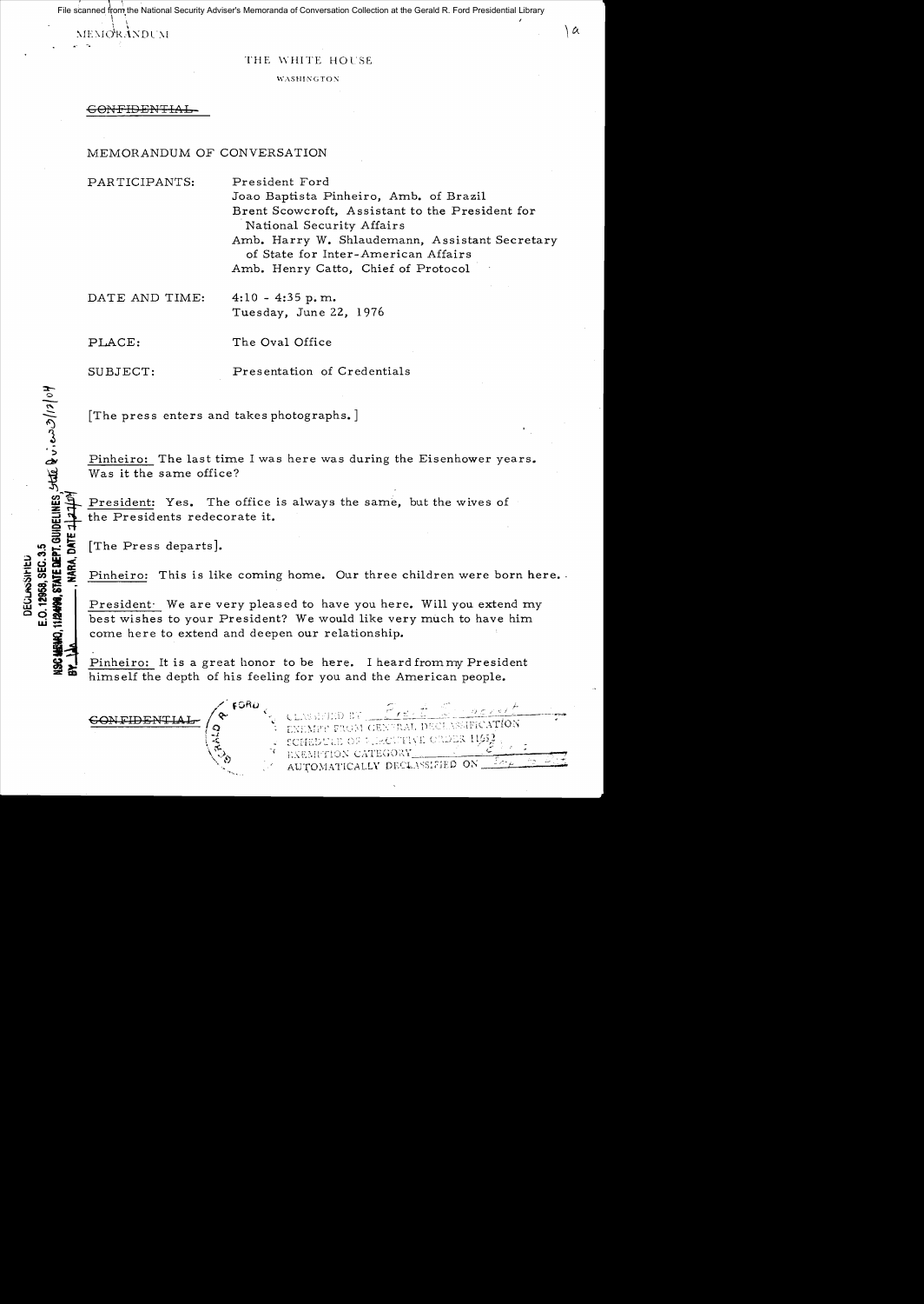File scanned from the National Security Adviser's Memoranda of Conversation Collection at the Gerald R. Ford Presidential Library

MEMORANDUM

THE WHITE HOUSE

WASHINGTON

~~CONFIDENTIAL~~

MEMORANDUM OF CONVERSATION

PARTICIPANTS: President Ford
Joao Baptista Pinheiro, Amb. of Brazil
Brent Scowcroft, Assistant to the President for National Security Affairs
Amb. Harry W. Shlaudemann, Assistant Secretary of State for Inter-American Affairs
Amb. Henry Catto, Chief of Protocol

DATE AND TIME: 4:10 - 4:35 p.m.
Tuesday, June 22, 1976

PLACE: The Oval Office

SUBJECT: Presentation of Credentials

DECLASSIFIED
E.O. 12958, SEC. 3.5
NSC MEMO, 11/24/98, STATE DEPT. GUIDELINES
BY ___, NARA, DATE ___

[The press enters and takes photographs.]

Pinheiro: The last time I was here was during the Eisenhower years. Was it the same office?

President: Yes. The office is always the same, but the wives of the Presidents redecorate it.

[The Press departs].

Pinheiro: This is like coming home. Our three children were born here.

President: We are very pleased to have you here. Will you extend my best wishes to your President? We would like very much to have him come here to extend and deepen our relationship.

Pinheiro: It is a great honor to be here. I heard from my President himself the depth of his feeling for you and the American people.

~~CONFIDENTIAL~~

CLASSIFIED BY ___
EXEMPT FROM GENERAL DECLASSIFICATION
SCHEDULE OF EXECUTIVE ORDER 11652
EXEMPTION CATEGORY ___
AUTOMATICALLY DECLASSIFIED ON ___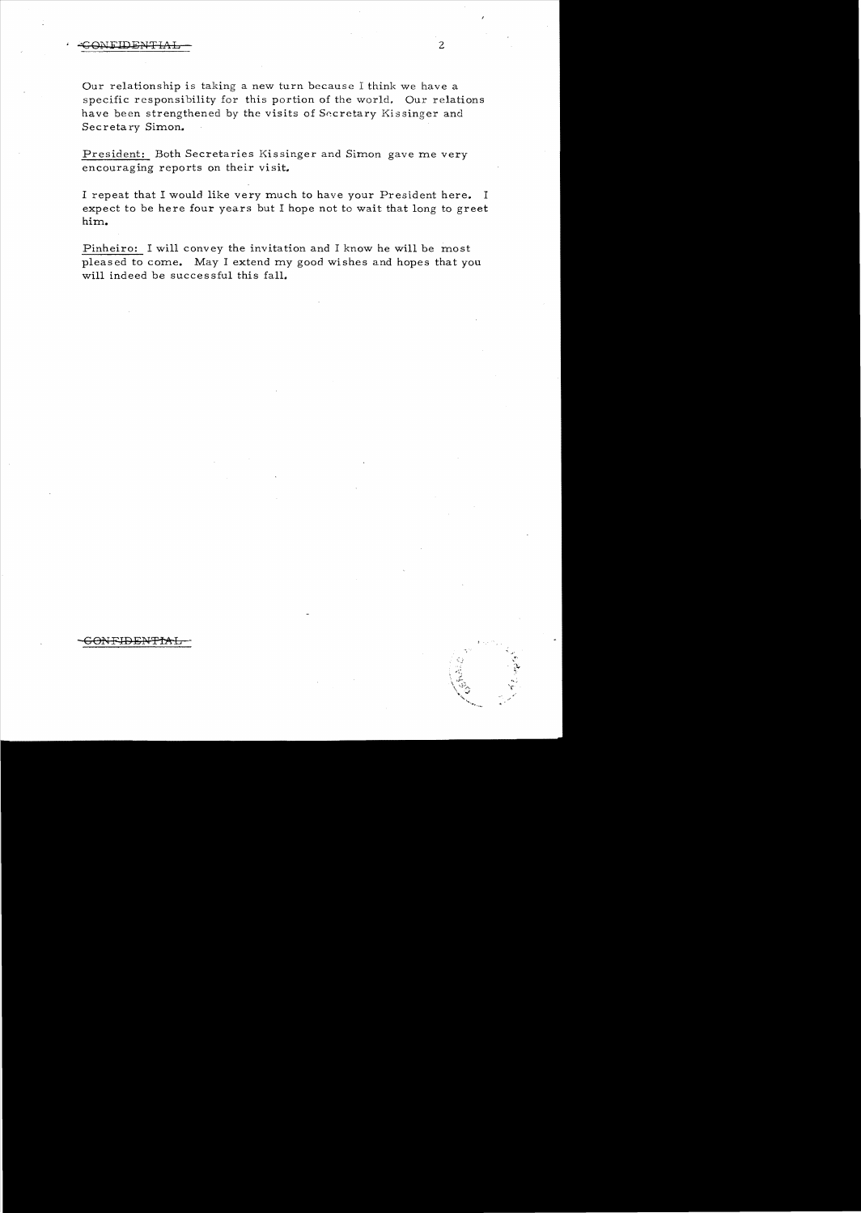Our relationship is taking a new turn because I think we have a specific responsibility for this portion of the world. Our relations have been strengthened by the visits of Secretary Kissinger and Secretary Simon.

President: Both Secretaries Kissinger and Simon gave me very encouraging reports on their visit.

I repeat that I would like very much to have your President here. I expect to be here four years but I hope not to wait that long to greet him.

Pinheiro: I will convey the invitation and I know he will be most pleased to come. May I extend my good wishes and hopes that you will indeed be successful this fall.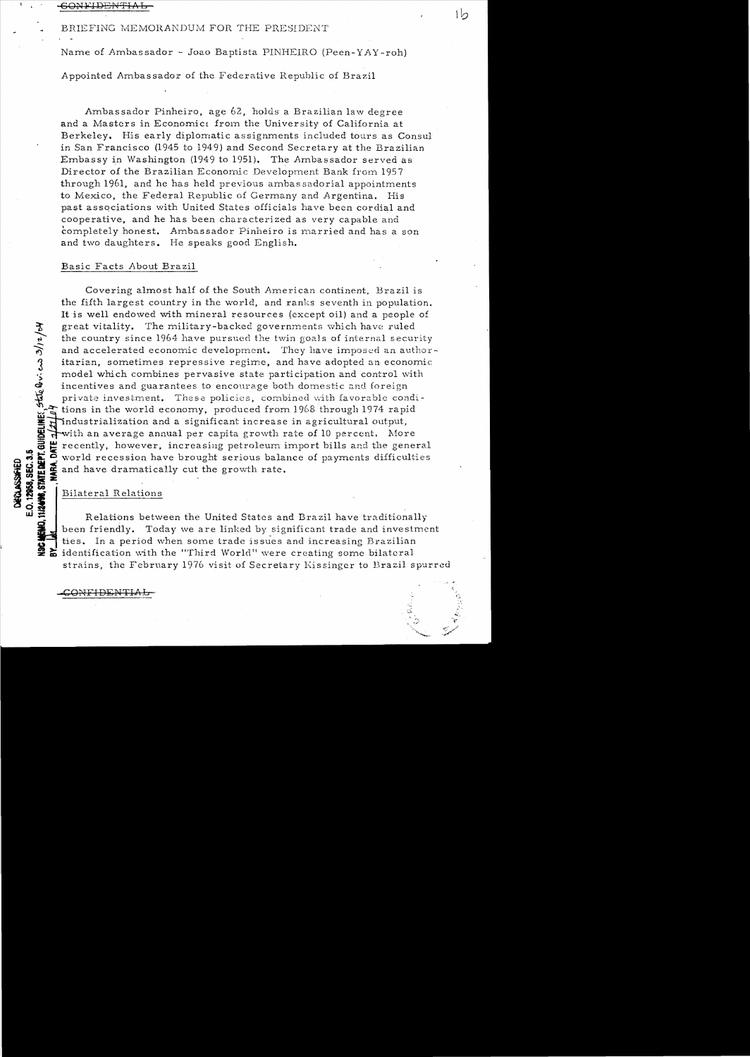CONFIDENTIAL

BRIEFING MEMORANDUM FOR THE PRESIDENT

Name of Ambassador - Joao Baptista PINHEIRO (Peen-YAY-roh)

Appointed Ambassador of the Federative Republic of Brazil

Ambassador Pinheiro, age 62, holds a Brazilian law degree and a Masters in Economics from the University of California at Berkeley. His early diplomatic assignments included tours as Consul in San Francisco (1945 to 1949) and Second Secretary at the Brazilian Embassy in Washington (1949 to 1951). The Ambassador served as Director of the Brazilian Economic Development Bank from 1957 through 1961, and he has held previous ambassadorial appointments to Mexico, the Federal Republic of Germany and Argentina. His past associations with United States officials have been cordial and cooperative, and he has been characterized as very capable and completely honest. Ambassador Pinheiro is married and has a son and two daughters. He speaks good English.

## Basic Facts About Brazil

Covering almost half of the South American continent, Brazil is the fifth largest country in the world, and ranks seventh in population. It is well endowed with mineral resources (except oil) and a people of great vitality. The military-backed governments which have ruled the country since 1964 have pursued the twin goals of internal security and accelerated economic development. They have imposed an authoritarian, sometimes repressive regime, and have adopted an economic model which combines pervasive state participation and control with incentives and guarantees to encourage both domestic and foreign private investment. These policies, combined with favorable conditions in the world economy, produced from 1968 through 1974 rapid industrialization and a significant increase in agricultural output, with an average annual per capita growth rate of 10 percent. More recently, however, increasing petroleum import bills and the general world recession have brought serious balance of payments difficulties and have dramatically cut the growth rate.

## Bilateral Relations

Relations between the United States and Brazil have traditionally been friendly. Today we are linked by significant trade and investment ties. In a period when some trade issues and increasing Brazilian identification with the "Third World" were creating some bilateral strains, the February 1976 visit of Secretary Kissinger to Brazil spurred

CONFIDENTIAL

DECLASSIFIED
E.O. 12958, SEC. 3.5
NSC MEMO, 11/24/98, STATE DEPT. GUIDELINES State Rev. 3/12/04
BY ___, NARA, DATE 2/27/04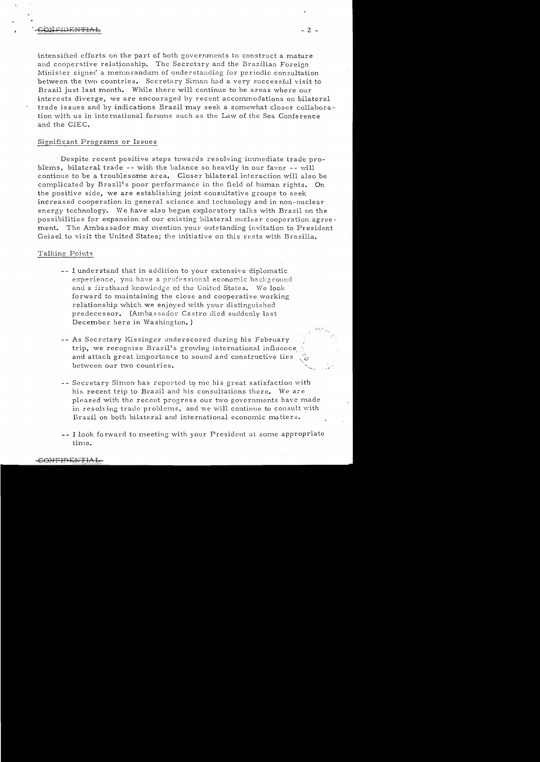intensified efforts on the part of both governments to construct a mature and cooperative relationship. The Secretary and the Brazilian Foreign Minister signed a memorandum of understanding for periodic consultation between the two countries. Secretary Simon had a very successful visit to Brazil just last month. While there will continue to be areas where our interests diverge, we are encouraged by recent accommodations on bilateral trade issues and by indications Brazil may seek a somewhat closer collaboration with us in international forums such as the Law of the Sea Conference and the CIEC.

Significant Programs or Issues

Despite recent positive steps towards resolving immediate trade problems, bilateral trade -- with the balance so heavily in our favor -- will continue to be a troublesome area. Closer bilateral interaction will also be complicated by Brazil's poor performance in the field of human rights. On the positive side, we are establishing joint consultative groups to seek increased cooperation in general science and technology and in non-nuclear energy technology. We have also begun exploratory talks with Brazil on the possibilities for expansion of our existing bilateral nuclear cooperation agreement. The Ambassador may mention your outstanding invitation to President Geisel to visit the United States; the initiative on this rests with Brasilia.

Talking Points

- I understand that in addition to your extensive diplomatic experience, you have a professional economic background and a firsthand knowledge of the United States. We look forward to maintaining the close and cooperative working relationship which we enjoyed with your distinguished predecessor. (Ambassador Castro died suddenly last December here in Washington.)

- As Secretary Kissinger underscored during his February trip, we recognize Brazil's growing international influence and attach great importance to sound and constructive ties between our two countries.

- Secretary Simon has reported to me his great satisfaction with his recent trip to Brazil and his consultations there. We are pleased with the recent progress our two governments have made in resolving trade problems, and we will continue to consult with Brazil on both bilateral and international economic matters.

- I look forward to meeting with your President at some appropriate time.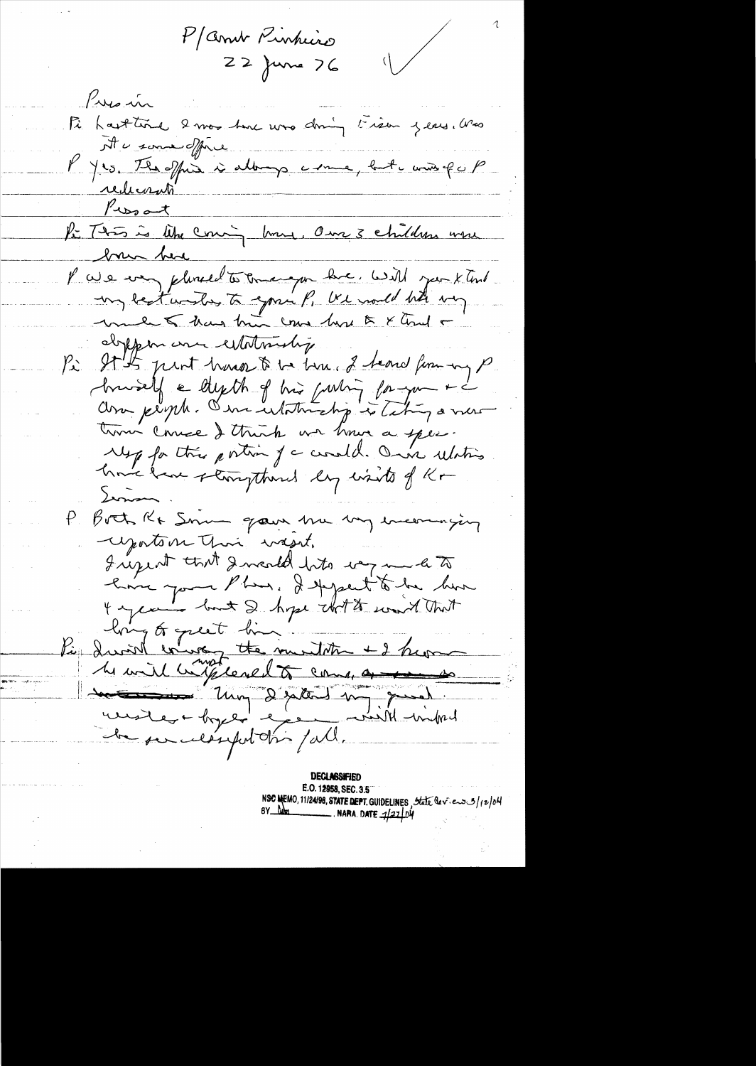P/Amb Pinheiro
22 June 76

Pres in

Pi Last time I was here was during Eisen[hower] years. Was it the same office

P Yes. The office is always same, but each P redecorates

Press out

Pi This is like coming home. Our 3 children were born here

P We very pleased to have you here. Will you extend my best wishes to your P. We would like very much to have him come here to extend our appreciation our relationship

Pi It is just honor to be here. I heard from my P himself the depth of his feeling for you and the Am people. Our relationship is taking a new turn course I think we have a special rel for this portion of the world. Our relations have been strengthened by visits of K & Simon.

P Both K & Simon gave me very encouraging reports on their visit.

I regret that I would like very much to have your Pres. I expect to be here 4 years but I hope that it won't that long to greet him.

Pi I will convey the invitation & I know he will be pleased to come, as ... My I extend my good wishes & hope I ... will indeed be successful this fall.

DECLASSIFIED
E.O. 12958, SEC. 3.5
NSC MEMO, 11/24/98, STATE DEPT. GUIDELINES State Rev. 3/12/04
BY ____ NARA, DATE 7/27/04